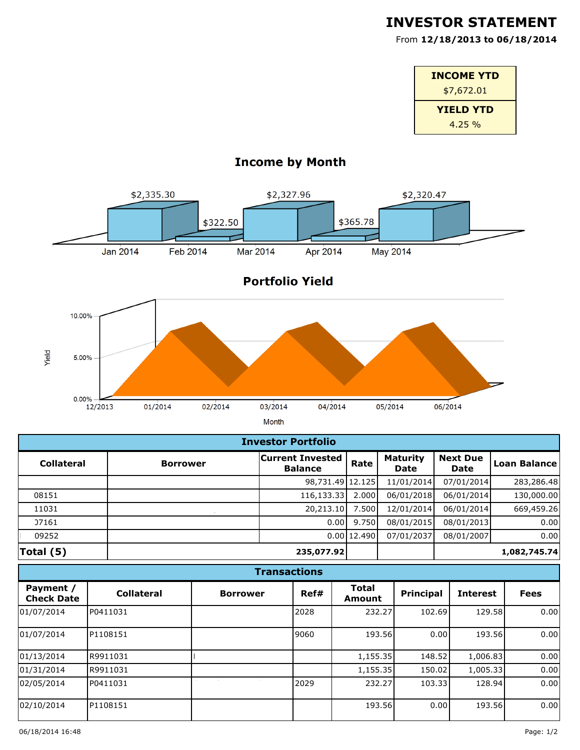# INVESTOR STATEMENT

From **12/18/2013 to 06/18/2014**

| **INCOME YTD** |
|---|
| $7,672.01 |
| **YIELD YTD** |
| 4.25 % |

## Income by Month

| Month | Income |
|---|---|
| Jan 2014 | $2,335.30 |
| Feb 2014 | $322.50 |
| Mar 2014 | $2,327.96 |
| Apr 2014 | $365.78 |
| May 2014 | $2,320.47 |

## Portfolio Yield

Yield: 0.00%, 5.00%, 10.00%

Month: 12/2013, 01/2014, 02/2014, 03/2014, 04/2014, 05/2014, 06/2014

## Investor Portfolio

| Collateral | Borrower | Current Invested Balance | Rate | Maturity Date | Next Due Date | Loan Balance |
|---|---|---|---|---|---|---|
| | | 98,731.49 | 12.125 | 11/01/2014 | 07/01/2014 | 283,286.48 |
| 08151 | | 116,133.33 | 2.000 | 06/01/2018 | 06/01/2014 | 130,000.00 |
| 11031 | | 20,213.10 | 7.500 | 12/01/2014 | 06/01/2014 | 669,459.26 |
| )7161 | | 0.00 | 9.750 | 08/01/2015 | 08/01/2013 | 0.00 |
| 09252 | | 0.00 | 12.490 | 07/01/2037 | 08/01/2007 | 0.00 |
| **Total (5)** | | **235,077.92** | | | | **1,082,745.74** |

## Transactions

| Payment / Check Date | Collateral | Borrower | Ref# | Total Amount | Principal | Interest | Fees |
|---|---|---|---|---|---|---|---|
| 01/07/2014 | P0411031 | | 2028 | 232.27 | 102.69 | 129.58 | 0.00 |
| 01/07/2014 | P1108151 | | 9060 | 193.56 | 0.00 | 193.56 | 0.00 |
| 01/13/2014 | R9911031 | | | 1,155.35 | 148.52 | 1,006.83 | 0.00 |
| 01/31/2014 | R9911031 | | | 1,155.35 | 150.02 | 1,005.33 | 0.00 |
| 02/05/2014 | P0411031 | | 2029 | 232.27 | 103.33 | 128.94 | 0.00 |
| 02/10/2014 | P1108151 | | | 193.56 | 0.00 | 193.56 | 0.00 |

06/18/2014 16:48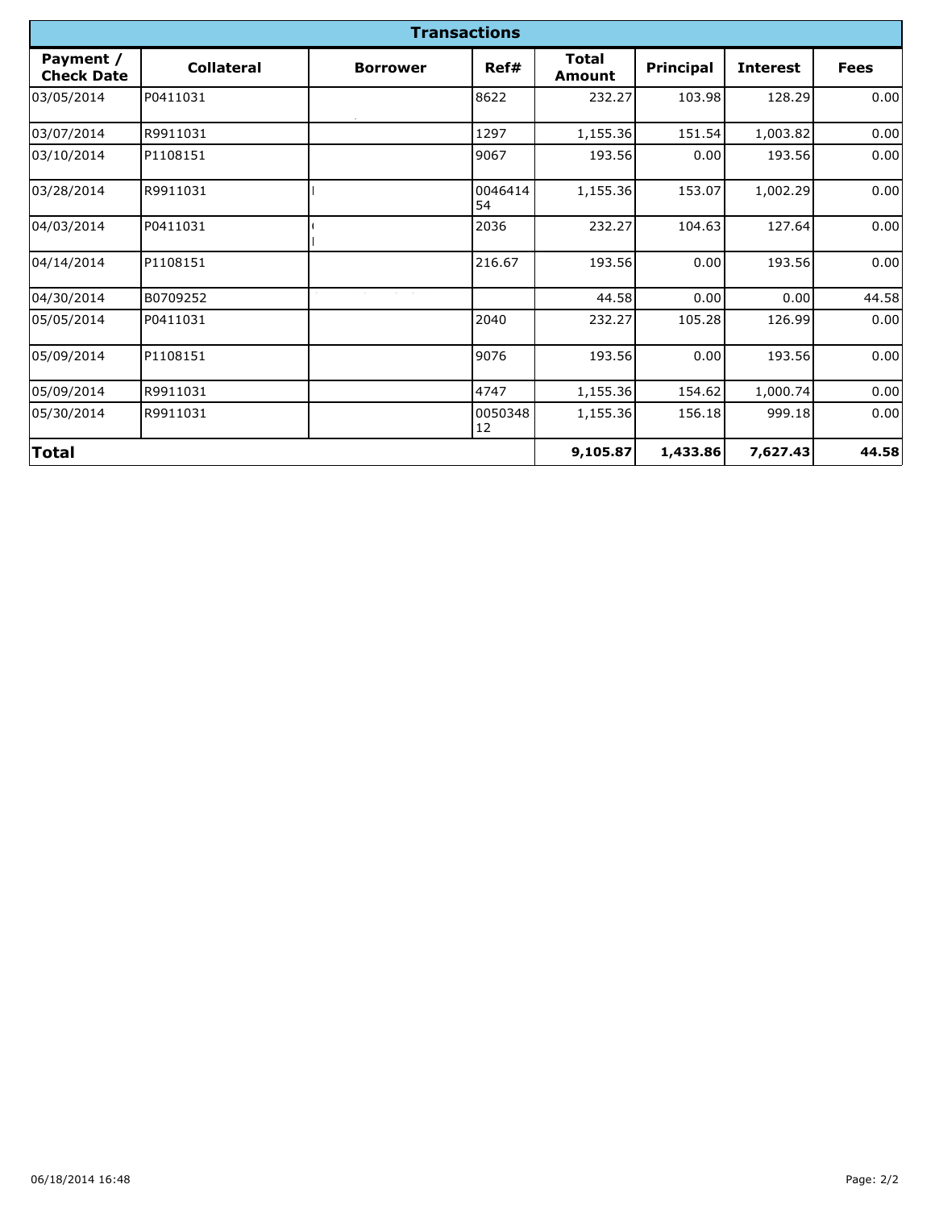## Transactions

| Payment / Check Date | Collateral | Borrower | Ref# | Total Amount | Principal | Interest | Fees |
|---|---|---|---|---|---|---|---|
| 03/05/2014 | P0411031 | | 8622 | 232.27 | 103.98 | 128.29 | 0.00 |
| 03/07/2014 | R9911031 | | 1297 | 1,155.36 | 151.54 | 1,003.82 | 0.00 |
| 03/10/2014 | P1108151 | | 9067 | 193.56 | 0.00 | 193.56 | 0.00 |
| 03/28/2014 | R9911031 | | 004641454 | 1,155.36 | 153.07 | 1,002.29 | 0.00 |
| 04/03/2014 | P0411031 | | 2036 | 232.27 | 104.63 | 127.64 | 0.00 |
| 04/14/2014 | P1108151 | | 216.67 | 193.56 | 0.00 | 193.56 | 0.00 |
| 04/30/2014 | B0709252 | | | 44.58 | 0.00 | 0.00 | 44.58 |
| 05/05/2014 | P0411031 | | 2040 | 232.27 | 105.28 | 126.99 | 0.00 |
| 05/09/2014 | P1108151 | | 9076 | 193.56 | 0.00 | 193.56 | 0.00 |
| 05/09/2014 | R9911031 | | 4747 | 1,155.36 | 154.62 | 1,000.74 | 0.00 |
| 05/30/2014 | R9911031 | | 005034812 | 1,155.36 | 156.18 | 999.18 | 0.00 |
| **Total** | | | | **9,105.87** | **1,433.86** | **7,627.43** | **44.58** |

06/18/2014 16:48